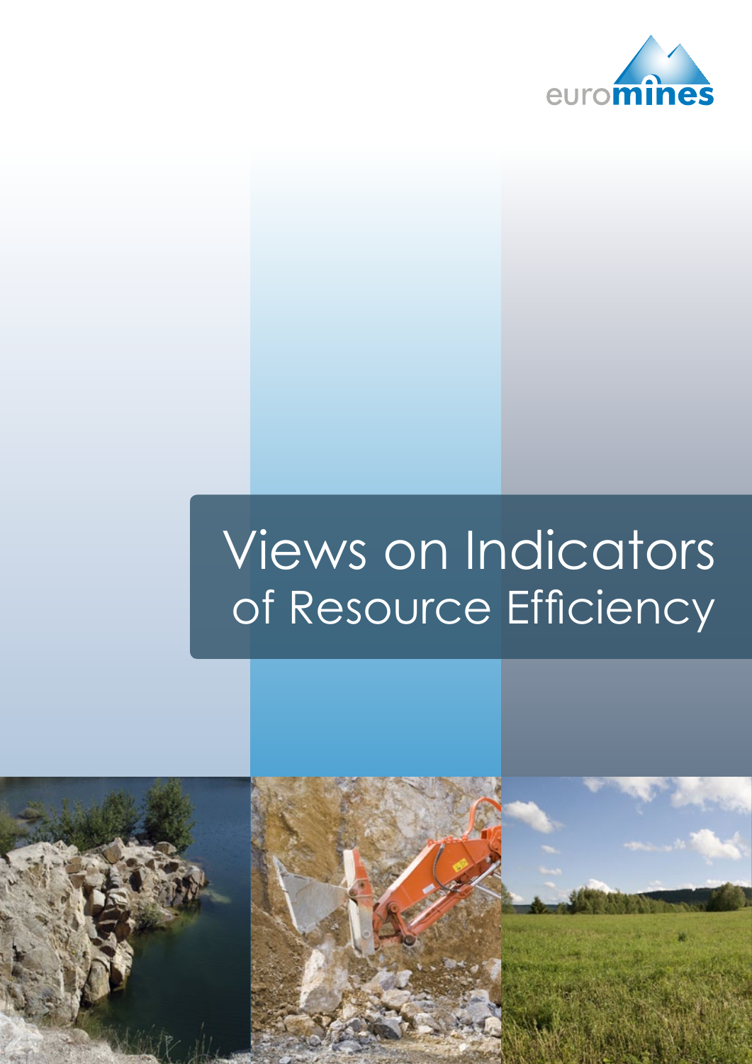euromines

# Views on Indicators of Resource Efficiency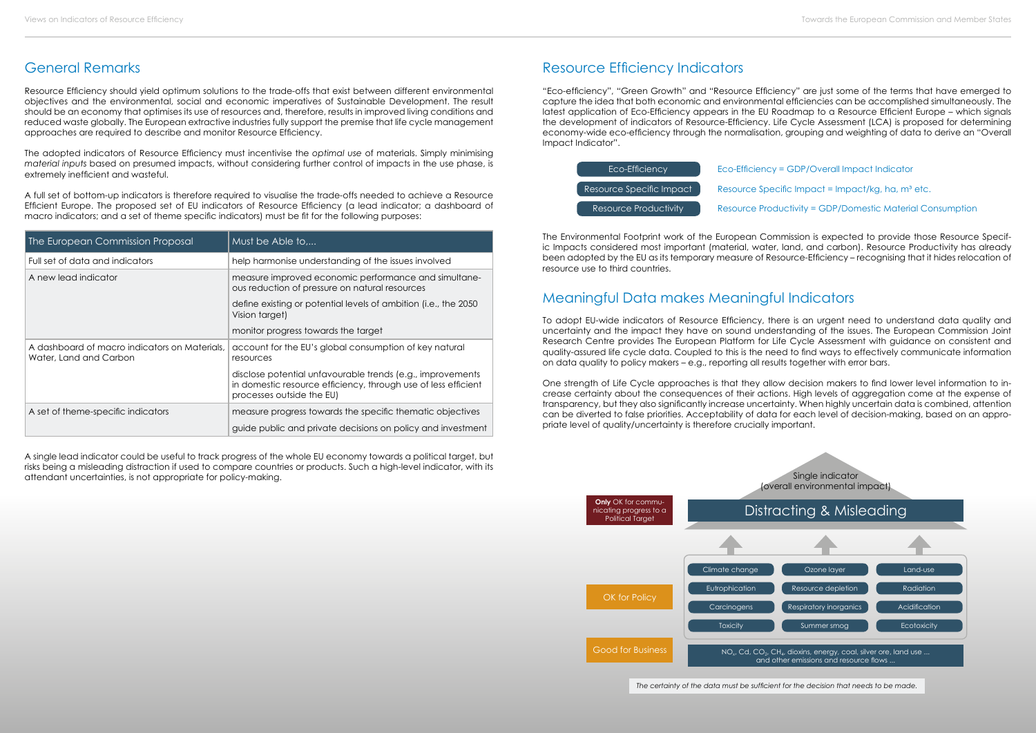## General Remarks

Resource Efficiency should yield optimum solutions to the trade-offs that exist between different environmental objectives and the environmental, social and economic imperatives of Sustainable Development. The result should be an economy that optimises its use of resources and, therefore, results in improved living conditions and reduced waste globally. The European extractive industries fully support the premise that life cycle management approaches are required to describe and monitor Resource Efficiency.

The adopted indicators of Resource Efficiency must incentivise the *optimal use* of materials. Simply minimising *material inputs* based on presumed impacts, without considering further control of impacts in the use phase, is extremely inefficient and wasteful.

A full set of bottom-up indicators is therefore required to visualise the trade-offs needed to achieve a Resource Efficient Europe. The proposed set of EU indicators of Resource Efficiency (a lead indicator; a dashboard of macro indicators; and a set of theme specific indicators) must be fit for the following purposes:

| The European Commission Proposal | Must be Able to,... |
|---|---|
| Full set of data and indicators | help harmonise understanding of the issues involved |
| A new lead indicator | measure improved economic performance and simultaneous reduction of pressure on natural resources |
| | define existing or potential levels of ambition (i.e., the 2050 Vision target) |
| | monitor progress towards the target |
| A dashboard of macro indicators on Materials, Water, Land and Carbon | account for the EU's global consumption of key natural resources |
| | disclose potential unfavourable trends (e.g., improvements in domestic resource efficiency, through use of less efficient processes outside the EU) |
| A set of theme-specific indicators | measure progress towards the specific thematic objectives |
| | guide public and private decisions on policy and investment |

A single lead indicator could be useful to track progress of the whole EU economy towards a political target, but risks being a misleading distraction if used to compare countries or products. Such a high-level indicator, with its attendant uncertainties, is not appropriate for policy-making.

## Resource Efficiency Indicators

"Eco-efficiency", "Green Growth" and "Resource Efficiency" are just some of the terms that have emerged to capture the idea that both economic and environmental efficiencies can be accomplished simultaneously. The latest application of Eco-Efficiency appears in the EU Roadmap to a Resource Efficient Europe – which signals the development of indicators of Resource-Efficiency. Life Cycle Assessment (LCA) is proposed for determining economy-wide eco-efficiency through the normalisation, grouping and weighting of data to derive an "Overall Impact Indicator".

| | |
|---|---|
| Eco-Efficiency | Eco-Efficiency = GDP/Overall Impact Indicator |
| Resource Specific Impact | Resource Specific Impact = Impact/kg, ha, m³ etc. |
| Resource Productivity | Resource Productivity = GDP/Domestic Material Consumption |

The Environmental Footprint work of the European Commission is expected to provide those Resource Specific Impacts considered most important (material, water, land, and carbon). Resource Productivity has already been adopted by the EU as its temporary measure of Resource-Efficiency – recognising that it hides relocation of resource use to third countries.

## Meaningful Data makes Meaningful Indicators

To adopt EU-wide indicators of Resource Efficiency, there is an urgent need to understand data quality and uncertainty and the impact they have on sound understanding of the issues. The European Commission Joint Research Centre provides The European Platform for Life Cycle Assessment with guidance on consistent and quality-assured life cycle data. Coupled to this is the need to find ways to effectively communicate information on data quality to policy makers – e.g., reporting all results together with error bars.

One strength of Life Cycle approaches is that they allow decision makers to find lower level information to increase certainty about the consequences of their actions. High levels of aggregation come at the expense of transparency, but they also significantly increase uncertainty. When highly uncertain data is combined, attention can be diverted to false priorities. Acceptability of data for each level of decision-making, based on an appropriate level of quality/uncertainty is therefore crucially important.

Single indicator (overall environmental impact)

**Only** OK for communicating progress to a Political Target — Distracting & Misleading

OK for Policy — Climate change, Ozone layer, Land-use, Eutrophication, Resource depletion, Radiation, Carcinogens, Respiratory inorganics, Acidification, Toxicity, Summer smog, Ecotoxicity

Good for Business — $NO_x$, Cd, $CO_2$, $CH_4$, dioxins, energy, coal, silver ore, land use ... and other emissions and resource flows ...

*The certainty of the data must be sufficient for the decision that needs to be made.*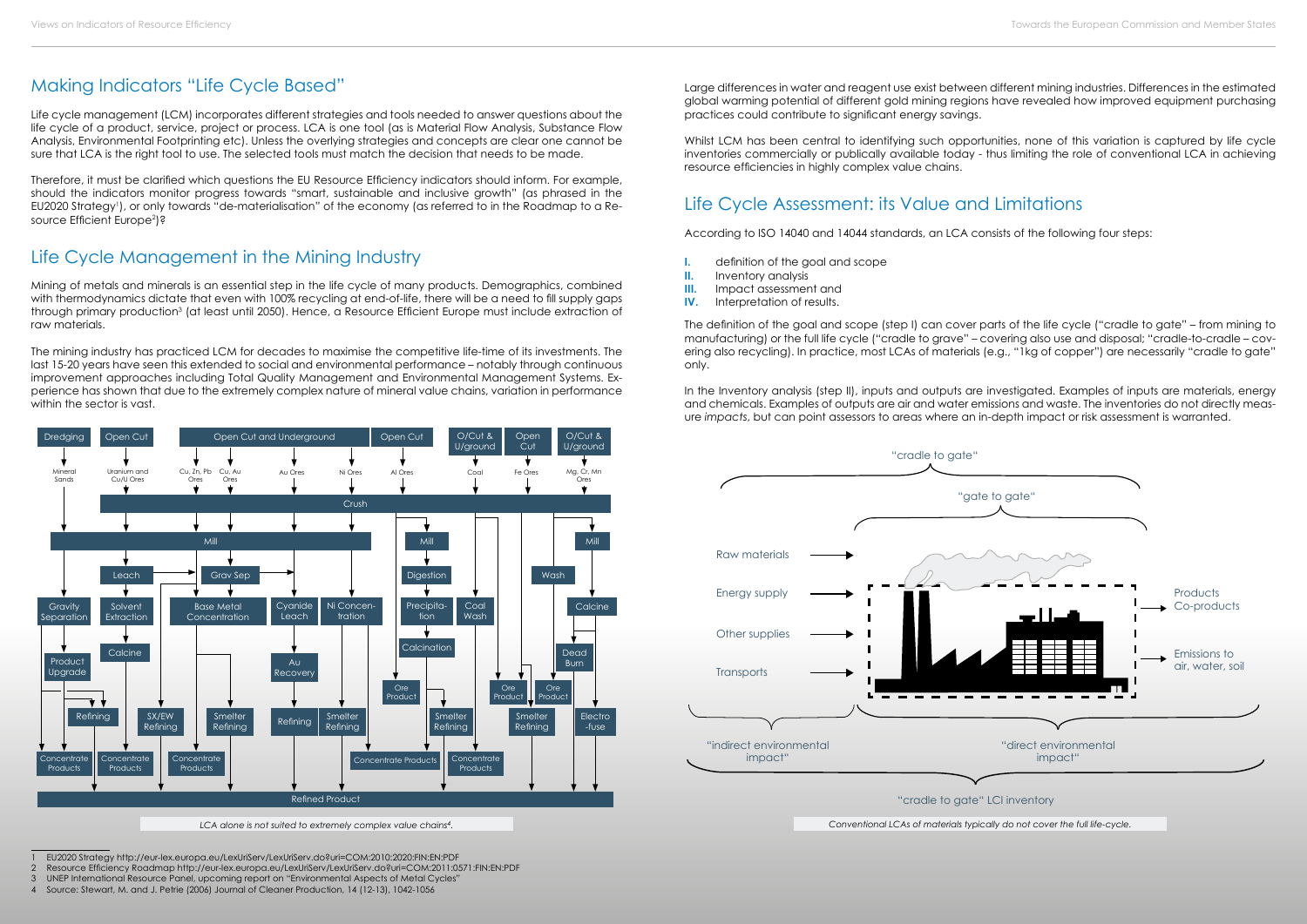## Making Indicators "Life Cycle Based"

Life cycle management (LCM) incorporates different strategies and tools needed to answer questions about the life cycle of a product, service, project or process. LCA is one tool (as is Material Flow Analysis, Substance Flow Analysis, Environmental Footprinting etc). Unless the overlying strategies and concepts are clear one cannot be sure that LCA is the right tool to use. The selected tools must match the decision that needs to be made.

Therefore, it must be clarified which questions the EU Resource Efficiency indicators should inform. For example, should the indicators monitor progress towards "smart, sustainable and inclusive growth" (as phrased in the EU2020 Strategy[1]), or only towards "de-materialisation" of the economy (as referred to in the Roadmap to a Resource Efficient Europe[2])?

## Life Cycle Management in the Mining Industry

Mining of metals and minerals is an essential step in the life cycle of many products. Demographics, combined with thermodynamics dictate that even with 100% recycling at end-of-life, there will be a need to fill supply gaps through primary production[3] (at least until 2050). Hence, a Resource Efficient Europe must include extraction of raw materials.

The mining industry has practiced LCM for decades to maximise the competitive life-time of its investments. The last 15-20 years have seen this extended to social and environmental performance – notably through continuous improvement approaches including Total Quality Management and Environmental Management Systems. Experience has shown that due to the extremely complex nature of mineral value chains, variation in performance within the sector is vast.

*LCA alone is not suited to extremely complex value chains[4].*

Large differences in water and reagent use exist between different mining industries. Differences in the estimated global warming potential of different gold mining regions have revealed how improved equipment purchasing practices could contribute to significant energy savings.

Whilst LCM has been central to identifying such opportunities, none of this variation is captured by life cycle inventories commercially or publically available today - thus limiting the role of conventional LCA in achieving resource efficiencies in highly complex value chains.

## Life Cycle Assessment: its Value and Limitations

According to ISO 14040 and 14044 standards, an LCA consists of the following four steps:

- **I.** definition of the goal and scope
- **II.** Inventory analysis
- **III.** Impact assessment and
- **IV.** Interpretation of results.

The definition of the goal and scope (step I) can cover parts of the life cycle ("cradle to gate" – from mining to manufacturing) or the full life cycle ("cradle to grave" – covering also use and disposal; "cradle-to-cradle – covering also recycling). In practice, most LCAs of materials (e.g., "1kg of copper") are necessarily "cradle to gate" only.

In the Inventory analysis (step II), inputs and outputs are investigated. Examples of inputs are materials, energy and chemicals. Examples of outputs are air and water emissions and waste. The inventories do not directly measure *impacts*, but can point assessors to areas where an in-depth impact or risk assessment is warranted.

*Conventional LCAs of materials typically do not cover the full life-cycle.*

---

1 EU2020 Strategy http://eur-lex.europa.eu/LexUriServ/LexUriServ.do?uri=COM:2010:2020:FIN:EN:PDF
2 Resource Efficiency Roadmap http://eur-lex.europa.eu/LexUriServ/LexUriServ.do?uri=COM:2011:0571:FIN:EN:PDF
3 UNEP International Resource Panel, upcoming report on "Environmental Aspects of Metal Cycles"
4 Source: Stewart, M. and J. Petrie (2006) Journal of Cleaner Production, 14 (12-13), 1042-1056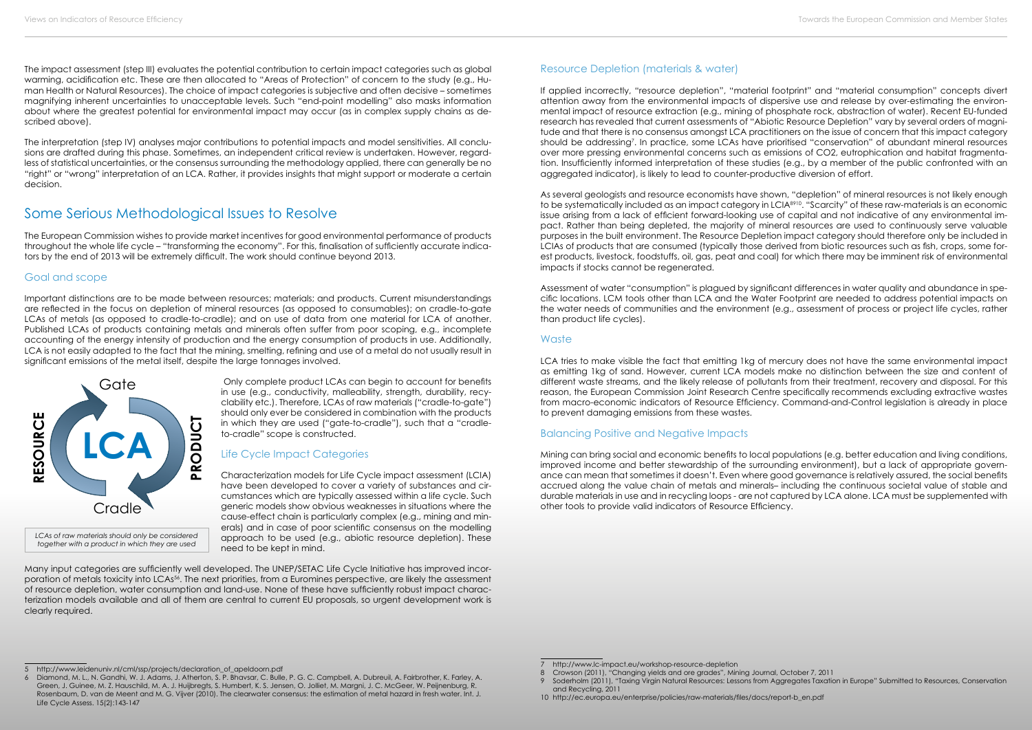The impact assessment (step III) evaluates the potential contribution to certain impact categories such as global warming, acidification etc. These are then allocated to "Areas of Protection" of concern to the study (e.g., Human Health or Natural Resources). The choice of impact categories is subjective and often decisive – sometimes magnifying inherent uncertainties to unacceptable levels. Such "end-point modelling" also masks information about where the greatest potential for environmental impact may occur (as in complex supply chains as described above).

The interpretation (step IV) analyses major contributions to potential impacts and model sensitivities. All conclusions are drafted during this phase. Sometimes, an independent critical review is undertaken. However, regardless of statistical uncertainties, or the consensus surrounding the methodology applied, there can generally be no "right" or "wrong" interpretation of an LCA. Rather, it provides insights that might support or moderate a certain decision.

# Some Serious Methodological Issues to Resolve

The European Commission wishes to provide market incentives for good environmental performance of products throughout the whole life cycle – "transforming the economy". For this, finalisation of sufficiently accurate indicators by the end of 2013 will be extremely difficult. The work should continue beyond 2013.

## Goal and scope

Important distinctions are to be made between resources; materials; and products. Current misunderstandings are reflected in the focus on depletion of mineral resources (as opposed to consumables); on cradle-to-gate LCAs of metals (as opposed to cradle-to-cradle); and on use of data from one material for LCA of another. Published LCAs of products containing metals and minerals often suffer from poor scoping, e.g., incomplete accounting of the energy intensity of production and the energy consumption of products in use. Additionally, LCA is not easily adapted to the fact that the mining, smelting, refining and use of a metal do not usually result in significant emissions of the metal itself, despite the large tonnages involved.

Gate

RESOURCE — LCA — PRODUCT

Cradle

*LCAs of raw materials should only be considered together with a product in which they are used*

Only complete product LCAs can begin to account for benefits in use (e.g., conductivity, malleability, strength, durability, recyclability etc.). Therefore, LCAs of raw materials ("cradle-to-gate") should only ever be considered in combination with the products in which they are used ("gate-to-cradle"), such that a "cradle-to-cradle" scope is constructed.

## Life Cycle Impact Categories

Characterization models for Life Cycle impact assessment (LCIA) have been developed to cover a variety of substances and circumstances which are typically assessed within a life cycle. Such generic models show obvious weaknesses in situations where the cause-effect chain is particularly complex (e.g., mining and minerals) and in case of poor scientific consensus on the modelling approach to be used (e.g., abiotic resource depletion). These need to be kept in mind.

Many input categories are sufficiently well developed. The UNEP/SETAC Life Cycle Initiative has improved incorporation of metals toxicity into LCAs[5,6]. The next priorities, from a Euromines perspective, are likely the assessment of resource depletion, water consumption and land-use. None of these have sufficiently robust impact characterization models available and all of them are central to current EU proposals, so urgent development work is clearly required.

## Resource Depletion (materials & water)

If applied incorrectly, "resource depletion", "material footprint" and "material consumption" concepts divert attention away from the environmental impacts of dispersive use and release by over-estimating the environmental impact of resource extraction (e.g., mining of phosphate rock, abstraction of water). Recent EU-funded research has revealed that current assessments of "Abiotic Resource Depletion" vary by several orders of magnitude and that there is no consensus amongst LCA practitioners on the issue of concern that this impact category should be addressing[7]. In practice, some LCAs have prioritised "conservation" of abundant mineral resources over more pressing environmental concerns such as emissions of CO2, eutrophication and habitat fragmentation. Insufficiently informed interpretation of these studies (e.g., by a member of the public confronted with an aggregated indicator), is likely to lead to counter-productive diversion of effort.

As several geologists and resource economists have shown, "depletion" of mineral resources is not likely enough to be systematically included as an impact category in LCIA[8,9,10]. "Scarcity" of these raw-materials is an economic issue arising from a lack of efficient forward-looking use of capital and not indicative of any environmental impact. Rather than being depleted, the majority of mineral resources are used to continuously serve valuable purposes in the built environment. The Resource Depletion impact category should therefore only be included in LCIAs of products that are consumed (typically those derived from biotic resources such as fish, crops, some forest products, livestock, foodstuffs, oil, gas, peat and coal) for which there may be imminent risk of environmental impacts if stocks cannot be regenerated.

Assessment of water "consumption" is plagued by significant differences in water quality and abundance in specific locations. LCM tools other than LCA and the Water Footprint are needed to address potential impacts on the water needs of communities and the environment (e.g., assessment of process or project life cycles, rather than product life cycles).

## Waste

LCA tries to make visible the fact that emitting 1kg of mercury does not have the same environmental impact as emitting 1kg of sand. However, current LCA models make no distinction between the size and content of different waste streams, and the likely release of pollutants from their treatment, recovery and disposal. For this reason, the European Commission Joint Research Centre specifically recommends excluding extractive wastes from macro-economic indicators of Resource Efficiency. Command-and-Control legislation is already in place to prevent damaging emissions from these wastes.

## Balancing Positive and Negative Impacts

Mining can bring social and economic benefits to local populations (e.g. better education and living conditions, improved income and better stewardship of the surrounding environment), but a lack of appropriate governance can mean that sometimes it doesn't. Even where good governance is relatively assured, the social benefits accrued along the value chain of metals and minerals– including the continuous societal value of stable and durable materials in use and in recycling loops - are not captured by LCA alone. LCA must be supplemented with other tools to provide valid indicators of Resource Efficiency.

---

5 http://www.leidenuniv.nl/cml/ssp/projects/declaration_of_apeldoorn.pdf

6 Diamond, M. L., N. Gandhi, W. J. Adams, J. Atherton, S. P. Bhavsar, C. Bulle, P. G. C. Campbell, A. Dubreuil, A. Fairbrother, K. Farley, A. Green, J. Guinee, M. Z. Hauschild, M. A. J. Huijbregts, S. Humbert, K. S. Jensen, O. Jolliet, M. Margni, J. C. McGeer, W. Peijnenburg, R. Rosenbaum, D. van de Meent and M. G. Vijver (2010). The clearwater consensus: the estimation of metal hazard in fresh water. Int. J. Life Cycle Assess. 15(2):143-147

7 http://www.lc-impact.eu/workshop-resource-depletion

8 Crowson (2011), "Changing yields and ore grades", Mining Journal, October 7, 2011

9 Soderholm (2011), "Taxing Virgin Natural Resources: Lessons from Aggregates Taxation in Europe" Submitted to Resources, Conservation and Recycling, 2011

10 http://ec.europa.eu/enterprise/policies/raw-materials/files/docs/report-b_en.pdf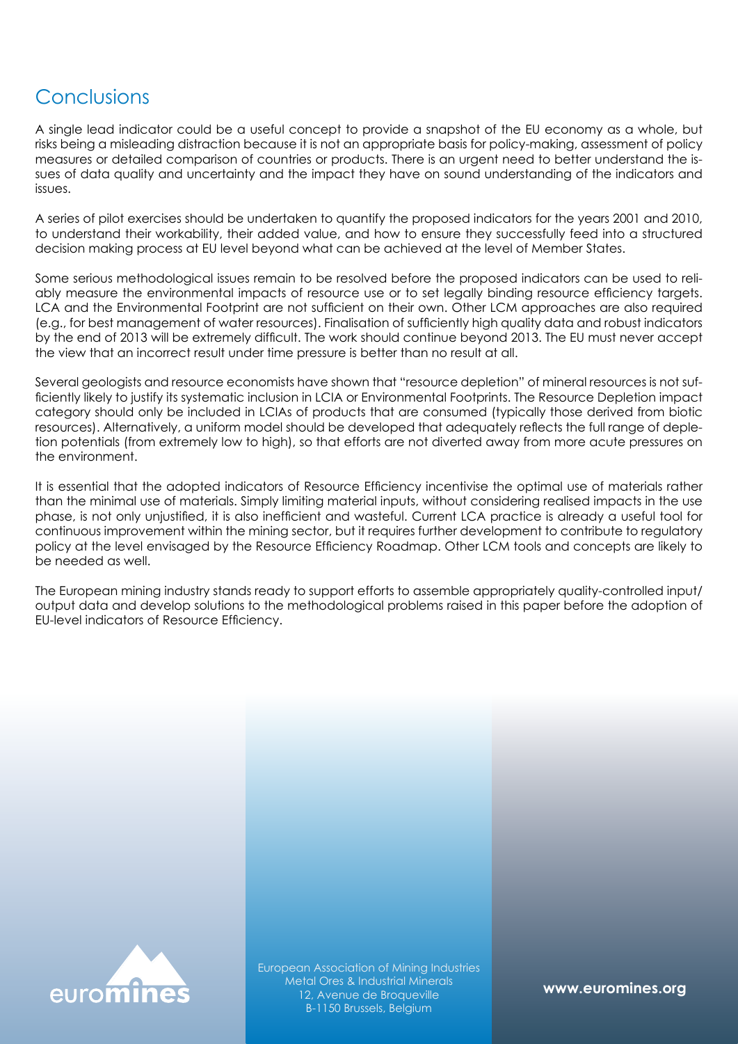## Conclusions

A single lead indicator could be a useful concept to provide a snapshot of the EU economy as a whole, but risks being a misleading distraction because it is not an appropriate basis for policy-making, assessment of policy measures or detailed comparison of countries or products. There is an urgent need to better understand the issues of data quality and uncertainty and the impact they have on sound understanding of the indicators and issues.

A series of pilot exercises should be undertaken to quantify the proposed indicators for the years 2001 and 2010, to understand their workability, their added value, and how to ensure they successfully feed into a structured decision making process at EU level beyond what can be achieved at the level of Member States.

Some serious methodological issues remain to be resolved before the proposed indicators can be used to reliably measure the environmental impacts of resource use or to set legally binding resource efficiency targets. LCA and the Environmental Footprint are not sufficient on their own. Other LCM approaches are also required (e.g., for best management of water resources). Finalisation of sufficiently high quality data and robust indicators by the end of 2013 will be extremely difficult. The work should continue beyond 2013. The EU must never accept the view that an incorrect result under time pressure is better than no result at all.

Several geologists and resource economists have shown that "resource depletion" of mineral resources is not sufficiently likely to justify its systematic inclusion in LCIA or Environmental Footprints. The Resource Depletion impact category should only be included in LCIAs of products that are consumed (typically those derived from biotic resources). Alternatively, a uniform model should be developed that adequately reflects the full range of depletion potentials (from extremely low to high), so that efforts are not diverted away from more acute pressures on the environment.

It is essential that the adopted indicators of Resource Efficiency incentivise the optimal use of materials rather than the minimal use of materials. Simply limiting material inputs, without considering realised impacts in the use phase, is not only unjustified, it is also inefficient and wasteful. Current LCA practice is already a useful tool for continuous improvement within the mining sector, but it requires further development to contribute to regulatory policy at the level envisaged by the Resource Efficiency Roadmap. Other LCM tools and concepts are likely to be needed as well.

The European mining industry stands ready to support efforts to assemble appropriately quality-controlled input/output data and develop solutions to the methodological problems raised in this paper before the adoption of EU-level indicators of Resource Efficiency.

euromines

European Association of Mining Industries
Metal Ores & Industrial Minerals
12, Avenue de Broqueville
B-1150 Brussels, Belgium

**www.euromines.org**